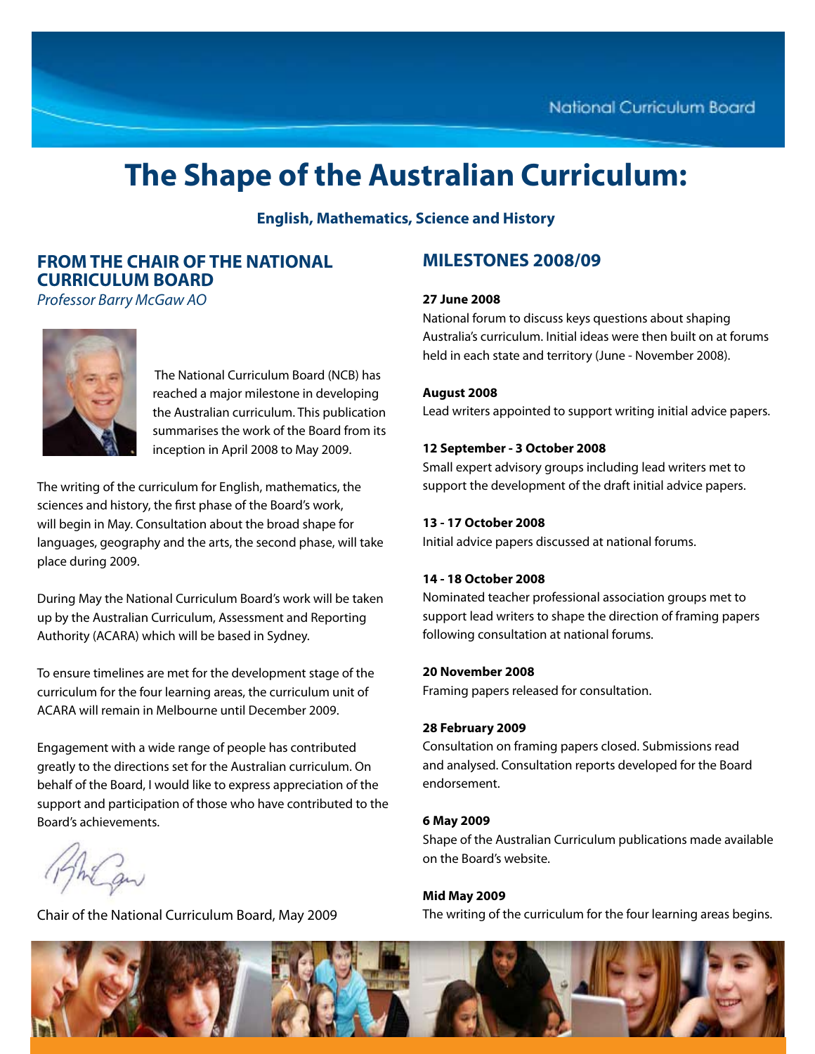National Curriculum Board

# The Shape of the Australian Curriculum:

**English, Mathematics, Science and History**

## FROM THE CHAIR OF THE NATIONAL CURRICULUM BOARD

*Professor Barry McGaw AO*

The National Curriculum Board (NCB) has reached a major milestone in developing the Australian curriculum. This publication summarises the work of the Board from its inception in April 2008 to May 2009.

The writing of the curriculum for English, mathematics, the sciences and history, the first phase of the Board's work, will begin in May. Consultation about the broad shape for languages, geography and the arts, the second phase, will take place during 2009.

During May the National Curriculum Board's work will be taken up by the Australian Curriculum, Assessment and Reporting Authority (ACARA) which will be based in Sydney.

To ensure timelines are met for the development stage of the curriculum for the four learning areas, the curriculum unit of ACARA will remain in Melbourne until December 2009.

Engagement with a wide range of people has contributed greatly to the directions set for the Australian curriculum. On behalf of the Board, I would like to express appreciation of the support and participation of those who have contributed to the Board's achievements.

Chair of the National Curriculum Board, May 2009

## MILESTONES 2008/09

**27 June 2008**

National forum to discuss keys questions about shaping Australia's curriculum. Initial ideas were then built on at forums held in each state and territory (June - November 2008).

**August 2008**

Lead writers appointed to support writing initial advice papers.

**12 September - 3 October 2008**

Small expert advisory groups including lead writers met to support the development of the draft initial advice papers.

**13 - 17 October 2008**

Initial advice papers discussed at national forums.

**14 - 18 October 2008**

Nominated teacher professional association groups met to support lead writers to shape the direction of framing papers following consultation at national forums.

**20 November 2008**

Framing papers released for consultation.

**28 February 2009**

Consultation on framing papers closed. Submissions read and analysed. Consultation reports developed for the Board endorsement.

**6 May 2009**

Shape of the Australian Curriculum publications made available on the Board's website.

**Mid May 2009**

The writing of the curriculum for the four learning areas begins.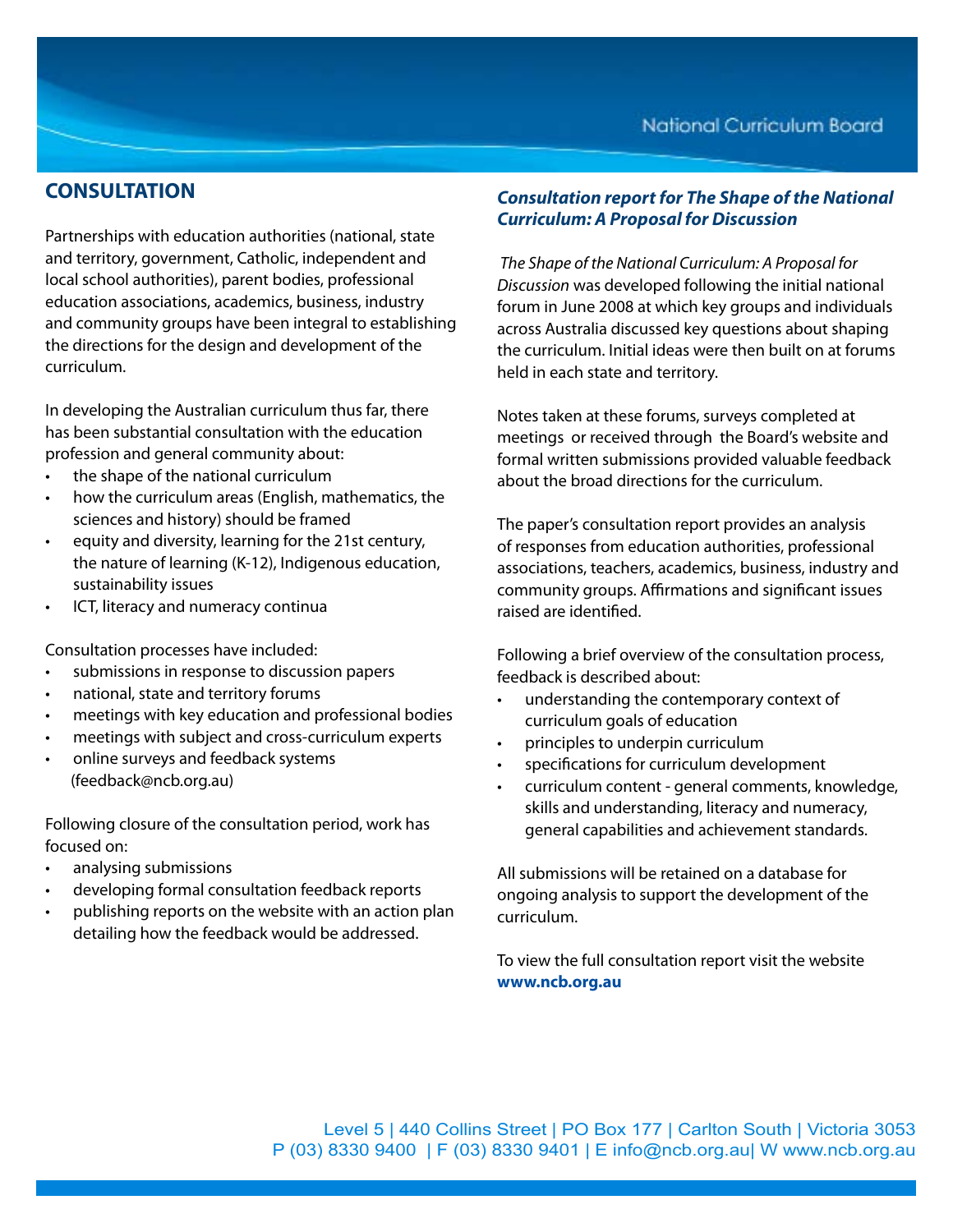## CONSULTATION

Partnerships with education authorities (national, state and territory, government, Catholic, independent and local school authorities), parent bodies, professional education associations, academics, business, industry and community groups have been integral to establishing the directions for the design and development of the curriculum.

In developing the Australian curriculum thus far, there has been substantial consultation with the education profession and general community about:

- the shape of the national curriculum
- how the curriculum areas (English, mathematics, the sciences and history) should be framed
- equity and diversity, learning for the 21st century, the nature of learning (K-12), Indigenous education, sustainability issues
- ICT, literacy and numeracy continua

Consultation processes have included:

- submissions in response to discussion papers
- national, state and territory forums
- meetings with key education and professional bodies
- meetings with subject and cross-curriculum experts
- online surveys and feedback systems (feedback@ncb.org.au)

Following closure of the consultation period, work has focused on:

- analysing submissions
- developing formal consultation feedback reports
- publishing reports on the website with an action plan detailing how the feedback would be addressed.

### *Consultation report for The Shape of the National Curriculum: A Proposal for Discussion*

*The Shape of the National Curriculum: A Proposal for Discussion* was developed following the initial national forum in June 2008 at which key groups and individuals across Australia discussed key questions about shaping the curriculum. Initial ideas were then built on at forums held in each state and territory.

Notes taken at these forums, surveys completed at meetings or received through the Board's website and formal written submissions provided valuable feedback about the broad directions for the curriculum.

The paper's consultation report provides an analysis of responses from education authorities, professional associations, teachers, academics, business, industry and community groups. Affirmations and significant issues raised are identified.

Following a brief overview of the consultation process, feedback is described about:

- understanding the contemporary context of curriculum goals of education
- principles to underpin curriculum
- specifications for curriculum development
- curriculum content - general comments, knowledge, skills and understanding, literacy and numeracy, general capabilities and achievement standards.

All submissions will be retained on a database for ongoing analysis to support the development of the curriculum.

To view the full consultation report visit the website **www.ncb.org.au**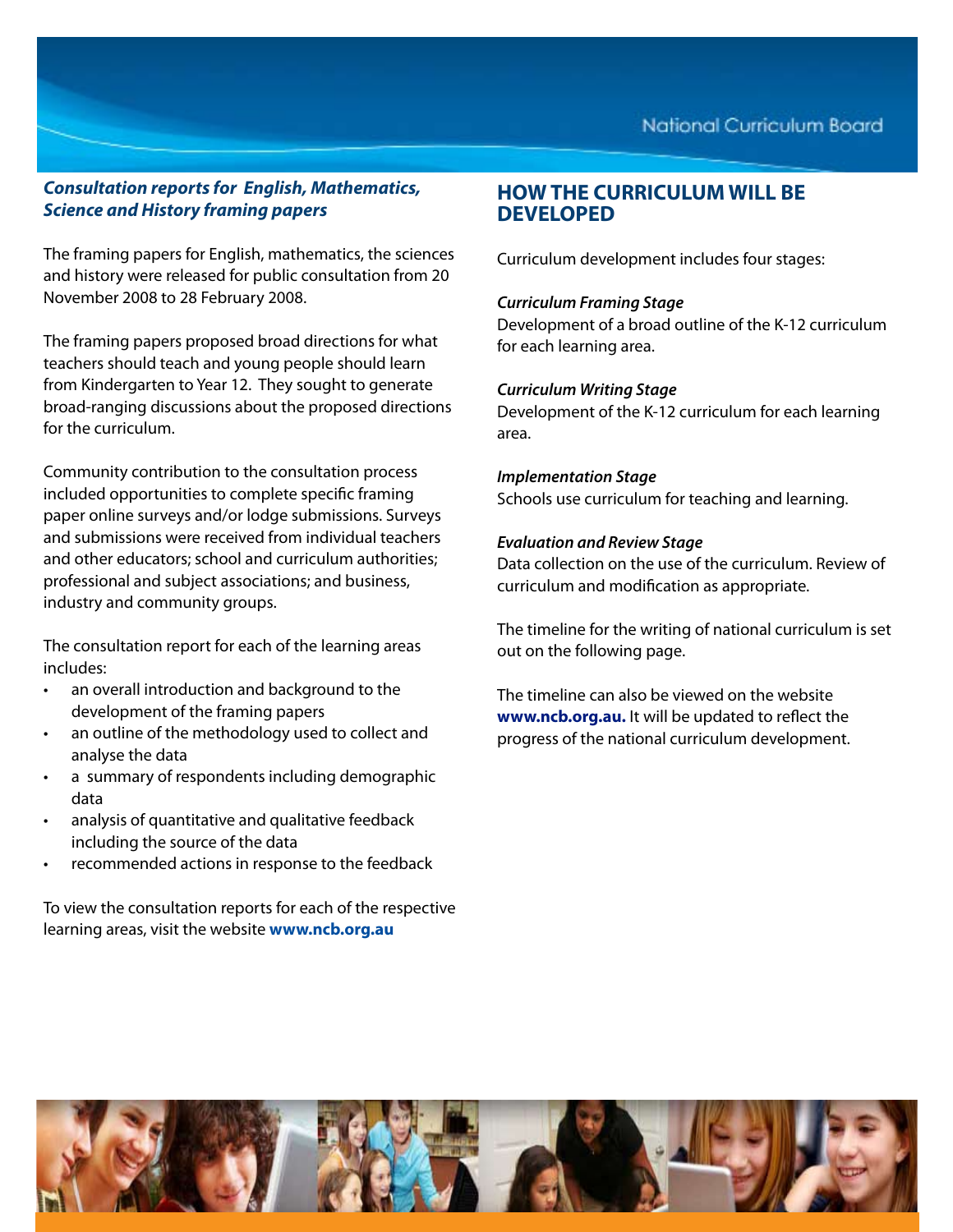## *Consultation reports for English, Mathematics, Science and History framing papers*

The framing papers for English, mathematics, the sciences and history were released for public consultation from 20 November 2008 to 28 February 2008.

The framing papers proposed broad directions for what teachers should teach and young people should learn from Kindergarten to Year 12. They sought to generate broad-ranging discussions about the proposed directions for the curriculum.

Community contribution to the consultation process included opportunities to complete specific framing paper online surveys and/or lodge submissions. Surveys and submissions were received from individual teachers and other educators; school and curriculum authorities; professional and subject associations; and business, industry and community groups.

The consultation report for each of the learning areas includes:

- an overall introduction and background to the development of the framing papers
- an outline of the methodology used to collect and analyse the data
- a summary of respondents including demographic data
- analysis of quantitative and qualitative feedback including the source of the data
- recommended actions in response to the feedback

To view the consultation reports for each of the respective learning areas, visit the website **www.ncb.org.au**

## HOW THE CURRICULUM WILL BE DEVELOPED

Curriculum development includes four stages:

***Curriculum Framing Stage***
Development of a broad outline of the K-12 curriculum for each learning area.

***Curriculum Writing Stage***
Development of the K-12 curriculum for each learning area.

***Implementation Stage***
Schools use curriculum for teaching and learning.

***Evaluation and Review Stage***
Data collection on the use of the curriculum. Review of curriculum and modification as appropriate.

The timeline for the writing of national curriculum is set out on the following page.

The timeline can also be viewed on the website **www.ncb.org.au.** It will be updated to reflect the progress of the national curriculum development.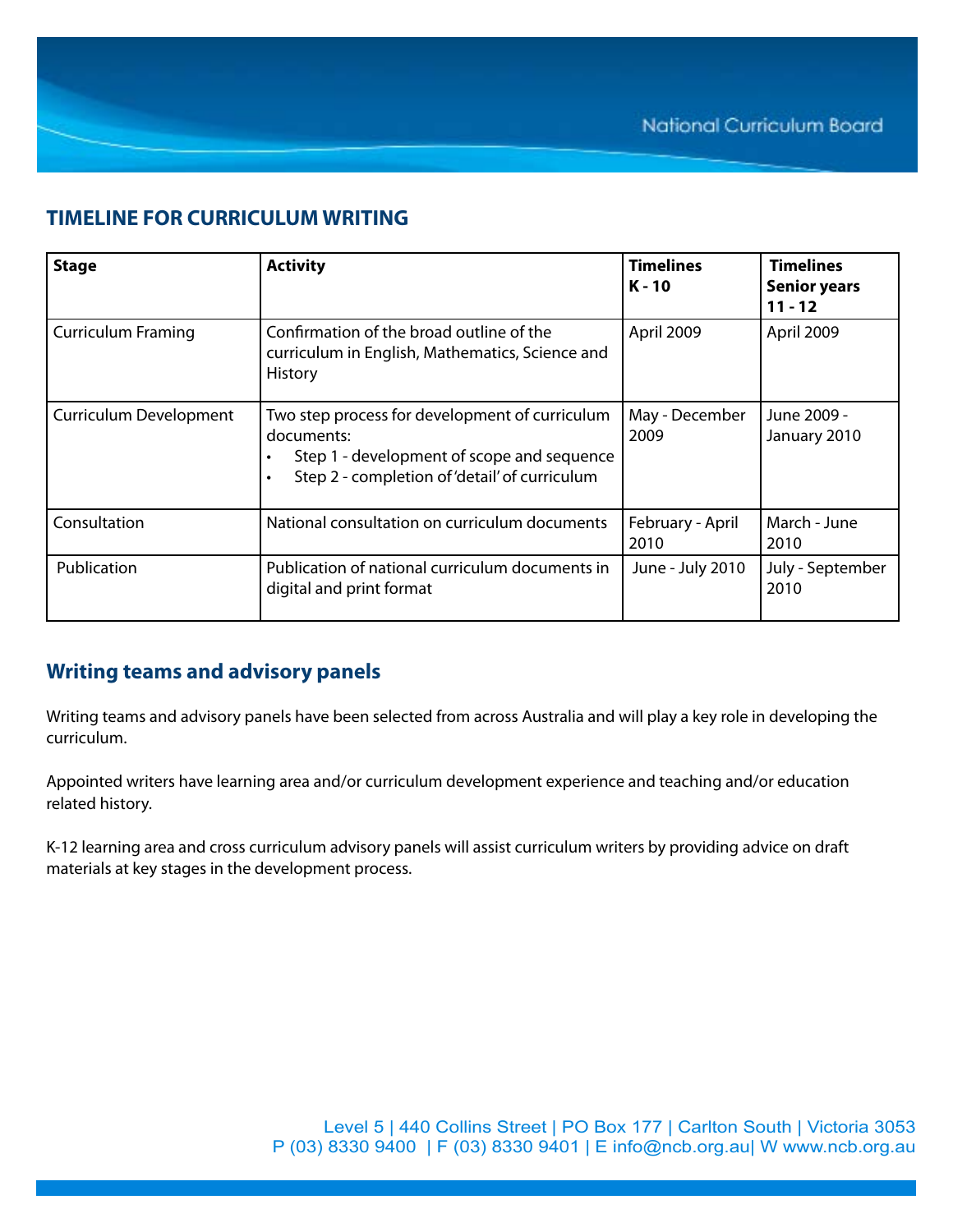## TIMELINE FOR CURRICULUM WRITING

| Stage | Activity | Timelines K - 10 | Timelines Senior years 11 - 12 |
|---|---|---|---|
| Curriculum Framing | Confirmation of the broad outline of the curriculum in English, Mathematics, Science and History | April 2009 | April 2009 |
| Curriculum Development | Two step process for development of curriculum documents:<br>• Step 1 - development of scope and sequence<br>• Step 2 - completion of 'detail' of curriculum | May - December 2009 | June 2009 - January 2010 |
| Consultation | National consultation on curriculum documents | February - April 2010 | March - June 2010 |
| Publication | Publication of national curriculum documents in digital and print format | June - July 2010 | July - September 2010 |

## Writing teams and advisory panels

Writing teams and advisory panels have been selected from across Australia and will play a key role in developing the curriculum.

Appointed writers have learning area and/or curriculum development experience and teaching and/or education related history.

K-12 learning area and cross curriculum advisory panels will assist curriculum writers by providing advice on draft materials at key stages in the development process.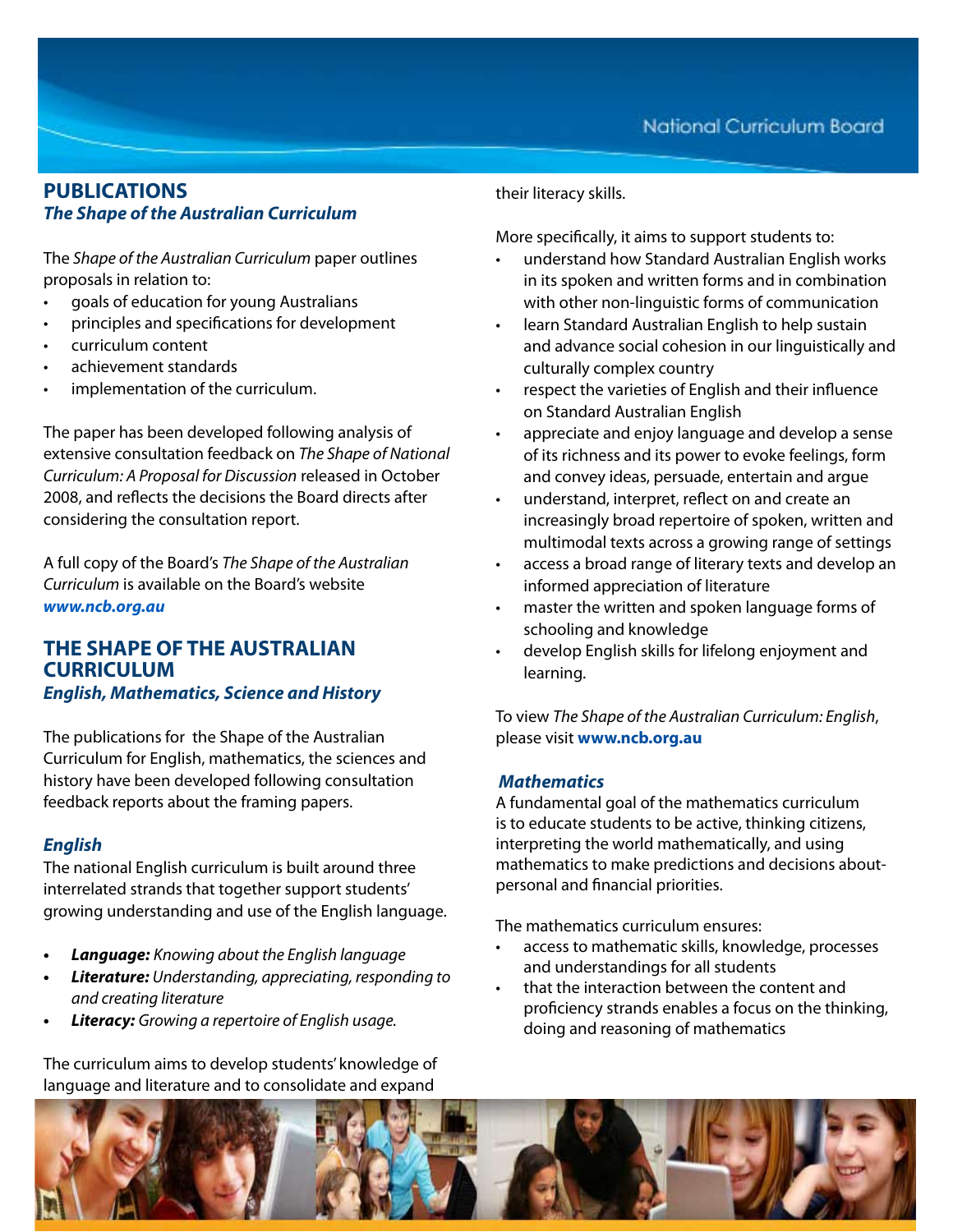## PUBLICATIONS

### *The Shape of the Australian Curriculum*

The *Shape of the Australian Curriculum* paper outlines proposals in relation to:

- goals of education for young Australians
- principles and specifications for development
- curriculum content
- achievement standards
- implementation of the curriculum.

The paper has been developed following analysis of extensive consultation feedback on *The Shape of National Curriculum: A Proposal for Discussion* released in October 2008, and reflects the decisions the Board directs after considering the consultation report.

A full copy of the Board's *The Shape of the Australian Curriculum* is available on the Board's website ***www.ncb.org.au***

## THE SHAPE OF THE AUSTRALIAN CURRICULUM

### *English, Mathematics, Science and History*

The publications for the Shape of the Australian Curriculum for English, mathematics, the sciences and history have been developed following consultation feedback reports about the framing papers.

### *English*

The national English curriculum is built around three interrelated strands that together support students' growing understanding and use of the English language.

- ***Language:*** *Knowing about the English language*
- ***Literature:*** *Understanding, appreciating, responding to and creating literature*
- ***Literacy:*** *Growing a repertoire of English usage.*

The curriculum aims to develop students' knowledge of language and literature and to consolidate and expand their literacy skills.

More specifically, it aims to support students to:

- understand how Standard Australian English works in its spoken and written forms and in combination with other non-linguitic forms of communication
- learn Standard Australian English to help sustain and advance social cohesion in our linguistically and culturally complex country
- respect the varieties of English and their influence on Standard Australian English
- appreciate and enjoy language and develop a sense of its richness and its power to evoke feelings, form and convey ideas, persuade, entertain and argue
- understand, interpret, reflect on and create an increasingly broad repertoire of spoken, written and multimodal texts across a growing range of settings
- access a broad range of literary texts and develop an informed appreciation of literature
- master the written and spoken language forms of schooling and knowledge
- develop English skills for lifelong enjoyment and learning.

To view *The Shape of the Australian Curriculum: English*, please visit **www.ncb.org.au**

### *Mathematics*

A fundamental goal of the mathematics curriculum is to educate students to be active, thinking citizens, interpreting the world mathematically, and using mathematics to make predictions and decisions about-personal and financial priorities.

The mathematics curriculum ensures:

- access to mathematic skills, knowledge, processes and understandings for all students
- that the interaction between the content and proficiency strands enables a focus on the thinking, doing and reasoning of mathematics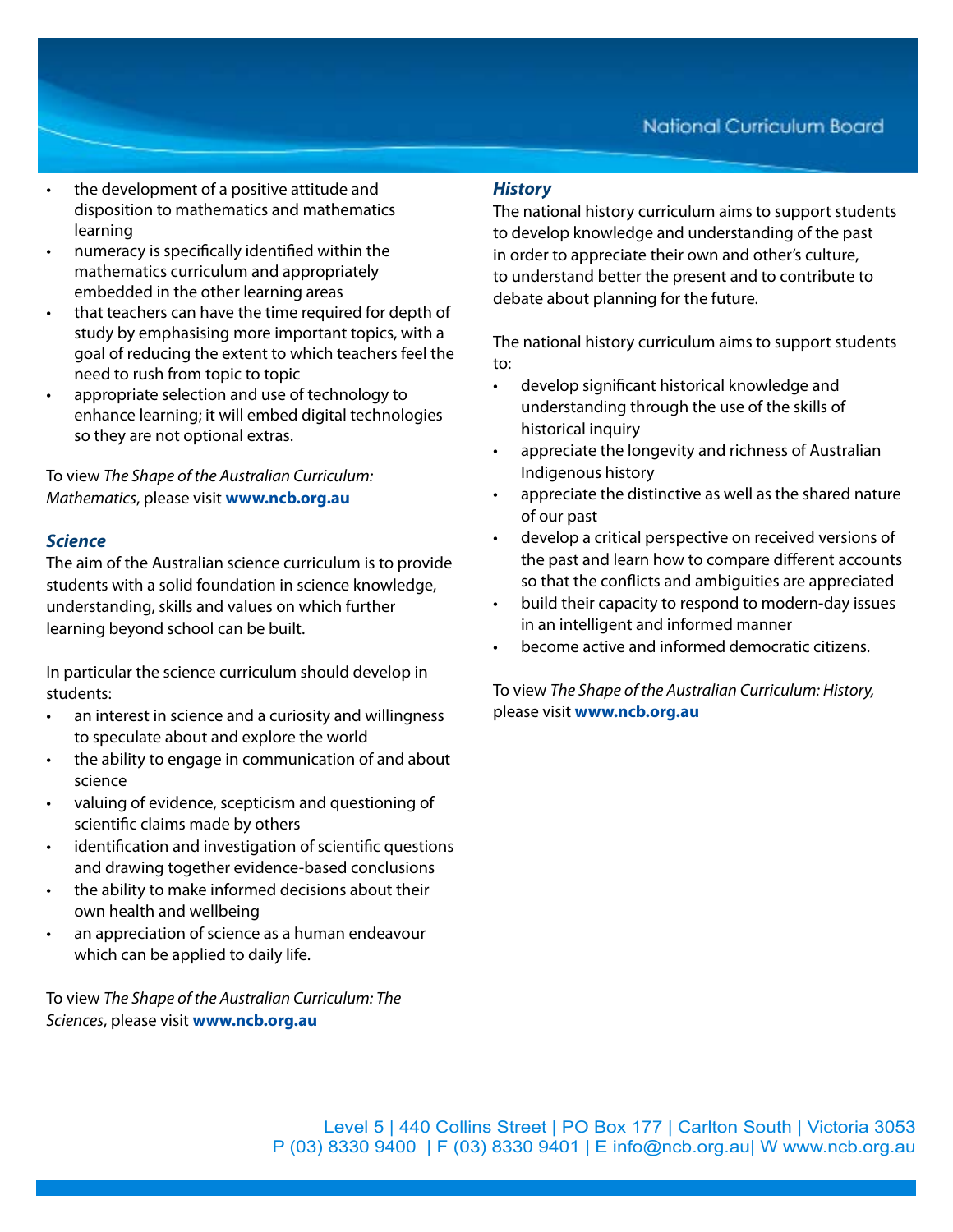- the development of a positive attitude and disposition to mathematics and mathematics learning
- numeracy is specifically identified within the mathematics curriculum and appropriately embedded in the other learning areas
- that teachers can have the time required for depth of study by emphasising more important topics, with a goal of reducing the extent to which teachers feel the need to rush from topic to topic
- appropriate selection and use of technology to enhance learning; it will embed digital technologies so they are not optional extras.

To view *The Shape of the Australian Curriculum: Mathematics*, please visit **www.ncb.org.au**

### *Science*

The aim of the Australian science curriculum is to provide students with a solid foundation in science knowledge, understanding, skills and values on which further learning beyond school can be built.

In particular the science curriculum should develop in students:

- an interest in science and a curiosity and willingness to speculate about and explore the world
- the ability to engage in communication of and about science
- valuing of evidence, scepticism and questioning of scientific claims made by others
- identification and investigation of scientific questions and drawing together evidence-based conclusions
- the ability to make informed decisions about their own health and wellbeing
- an appreciation of science as a human endeavour which can be applied to daily life.

To view *The Shape of the Australian Curriculum: The Sciences*, please visit **www.ncb.org.au**

### *History*

The national history curriculum aims to support students to develop knowledge and understanding of the past in order to appreciate their own and other's culture, to understand better the present and to contribute to debate about planning for the future.

The national history curriculum aims to support students to:

- develop significant historical knowledge and understanding through the use of the skills of historical inquiry
- appreciate the longevity and richness of Australian Indigenous history
- appreciate the distinctive as well as the shared nature of our past
- develop a critical perspective on received versions of the past and learn how to compare different accounts so that the conflicts and ambiguities are appreciated
- build their capacity to respond to modern-day issues in an intelligent and informed manner
- become active and informed democratic citizens.

To view *The Shape of the Australian Curriculum: History,* please visit **www.ncb.org.au**

Level 5 | 440 Collins Street | PO Box 177 | Carlton South | Victoria 3053
P (03) 8330 9400 | F (03) 8330 9401 | E info@ncb.org.au| W www.ncb.org.au